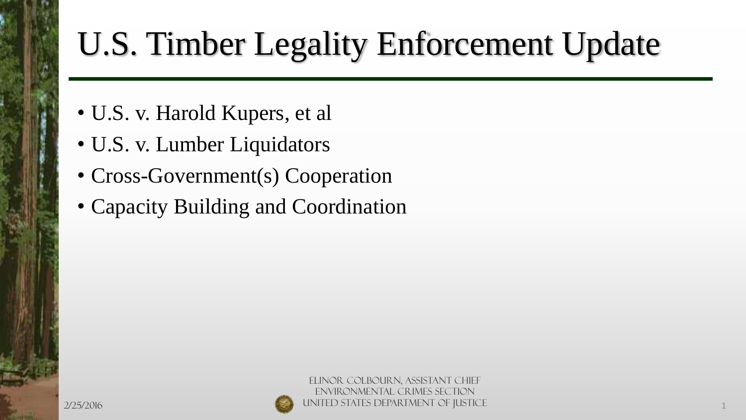# U.S. Timber Legality Enforcement Update

- U.S. v. Harold Kupers, et al
- U.S. v. Lumber Liquidators
- Cross-Government(s) Cooperation
- Capacity Building and Coordination

Elinor Colbourn, Assistant Chief
Environmental Crimes Section
United States Department of Justice

2/25/2016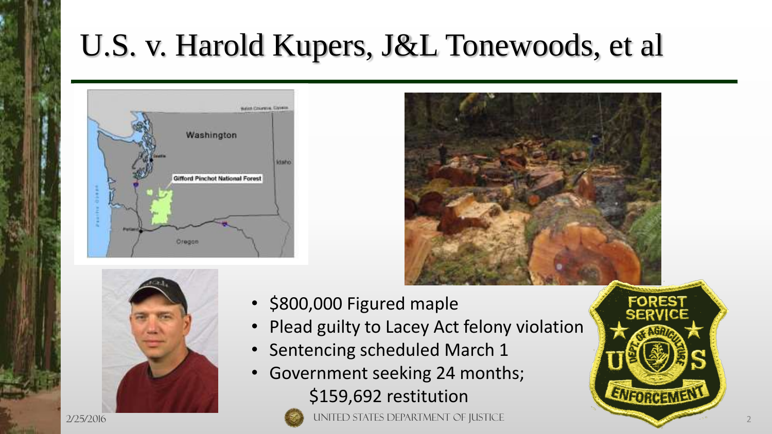# U.S. v. Harold Kupers, J&L Tonewoods, et al

- $800,000 Figured maple
- Plead guilty to Lacey Act felony violation
- Sentencing scheduled March 1
- Government seeking 24 months; $159,692 restitution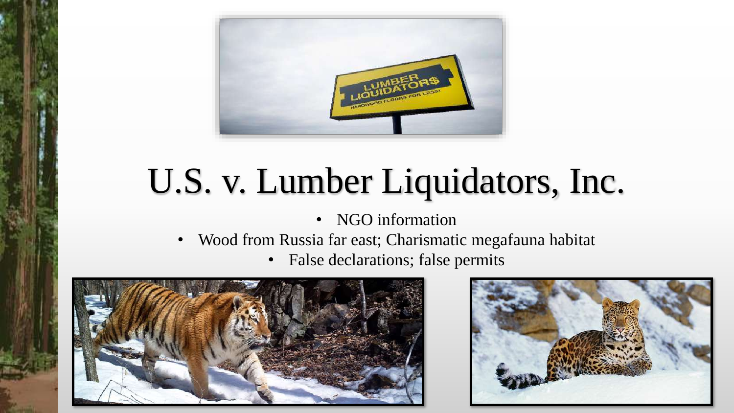# U.S. v. Lumber Liquidators, Inc.

- NGO information
- Wood from Russia far east; Charismatic megafauna habitat
- False declarations; false permits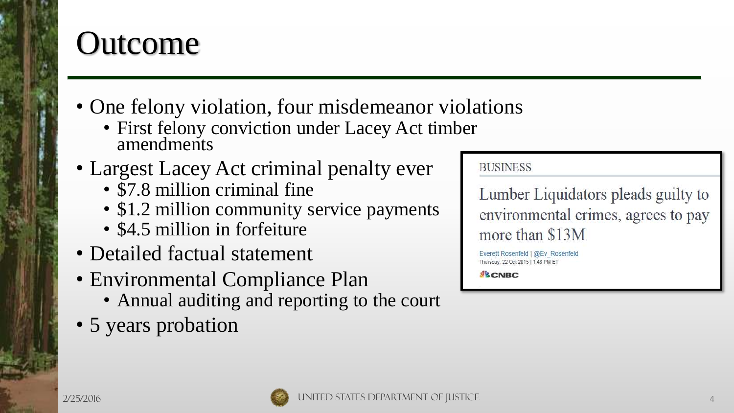# Outcome

- One felony violation, four misdemeanor violations
  - First felony conviction under Lacey Act timber amendments
- Largest Lacey Act criminal penalty ever
  - $7.8 million criminal fine
  - $1.2 million community service payments
  - $4.5 million in forfeiture
- Detailed factual statement
- Environmental Compliance Plan
  - Annual auditing and reporting to the court
- 5 years probation

BUSINESS

Lumber Liquidators pleads guilty to environmental crimes, agrees to pay more than $13M

Everett Rosenfeld | @Ev_Rosenfeld
Thursday, 22 Oct 2015 | 1:48 PM ET

CNBC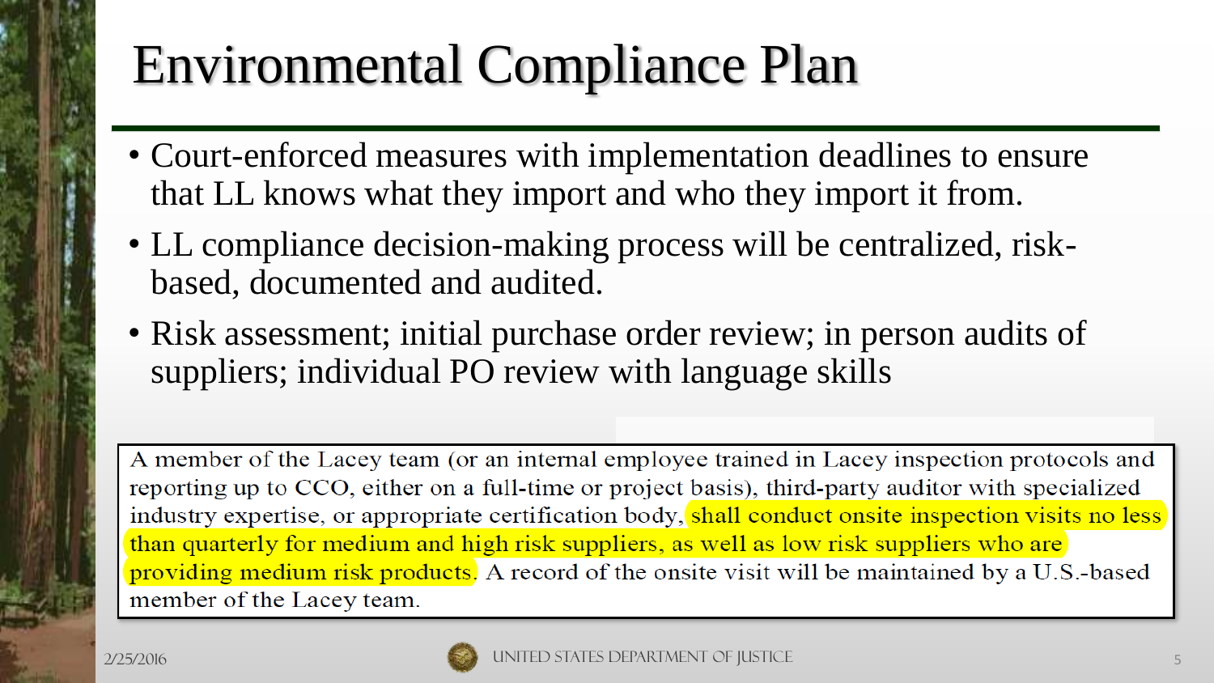# Environmental Compliance Plan

- Court-enforced measures with implementation deadlines to ensure that LL knows what they import and who they import it from.
- LL compliance decision-making process will be centralized, risk-based, documented and audited.
- Risk assessment; initial purchase order review; in person audits of suppliers; individual PO review with language skills

> A member of the Lacey team (or an internal employee trained in Lacey inspection protocols and reporting up to CCO, either on a full-time or project basis), third-party auditor with specialized industry expertise, or appropriate certification body, shall conduct onsite inspection visits no less than quarterly for medium and high risk suppliers, as well as low risk suppliers who are providing medium risk products. A record of the onsite visit will be maintained by a U.S.-based member of the Lacey team.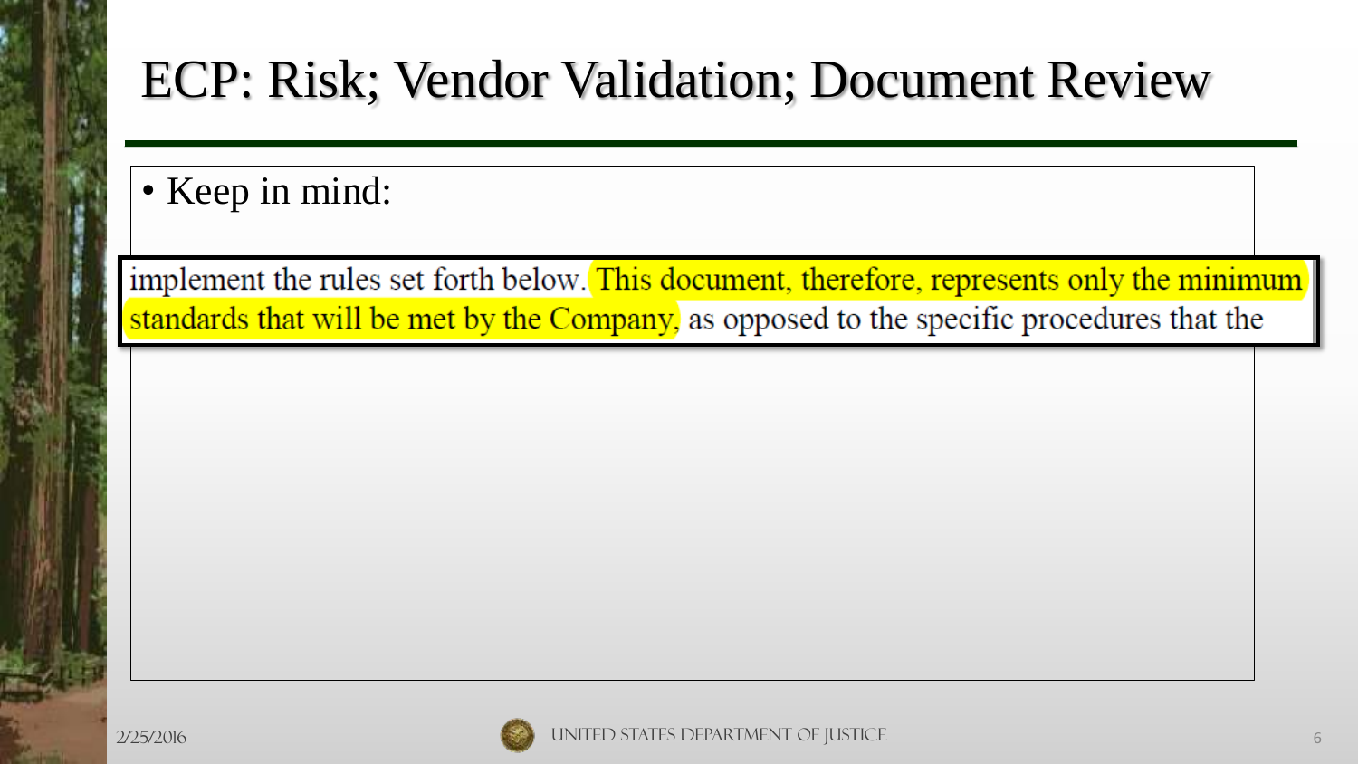# ECP: Risk; Vendor Validation; Document Review

- Keep in mind:

implement the rules set forth below. This document, therefore, represents only the minimum standards that will be met by the Company, as opposed to the specific procedures that the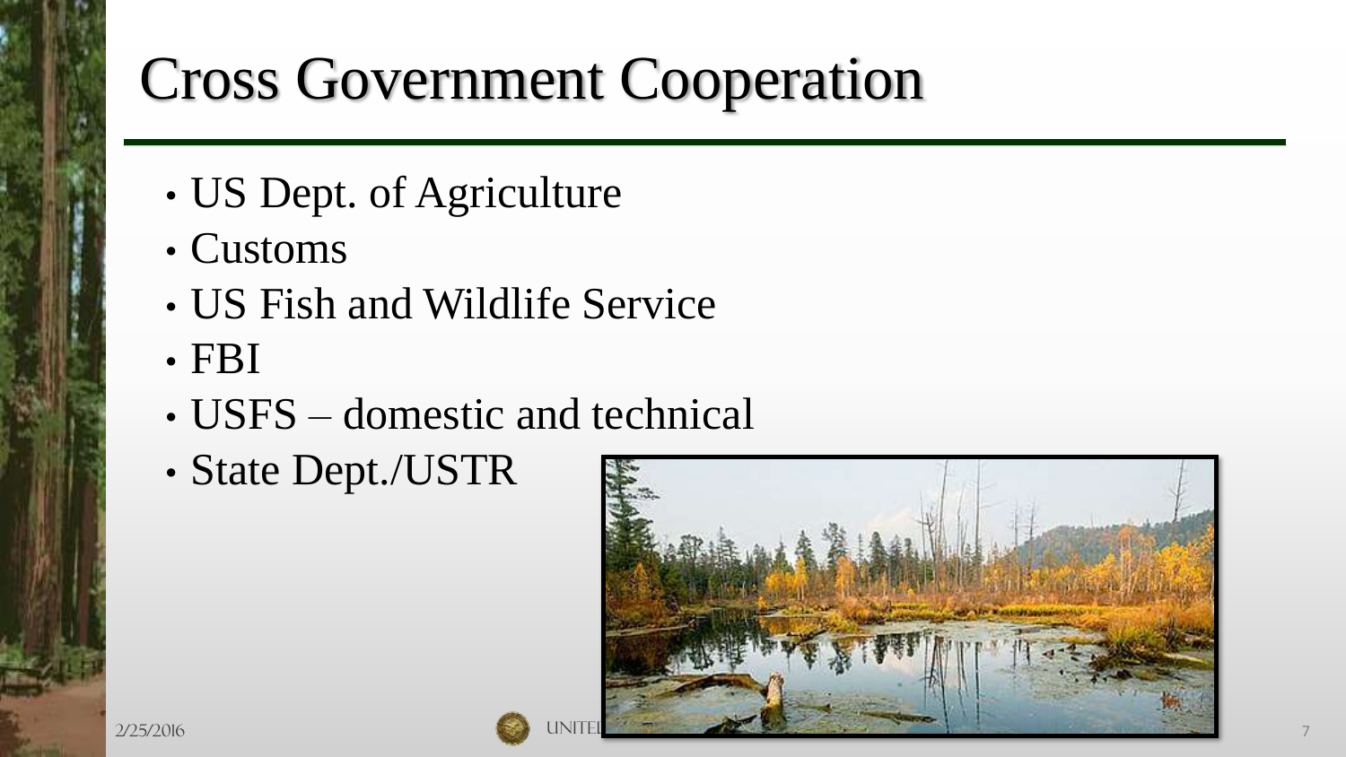# Cross Government Cooperation

- US Dept. of Agriculture
- Customs
- US Fish and Wildlife Service
- FBI
- USFS – domestic and technical
- State Dept./USTR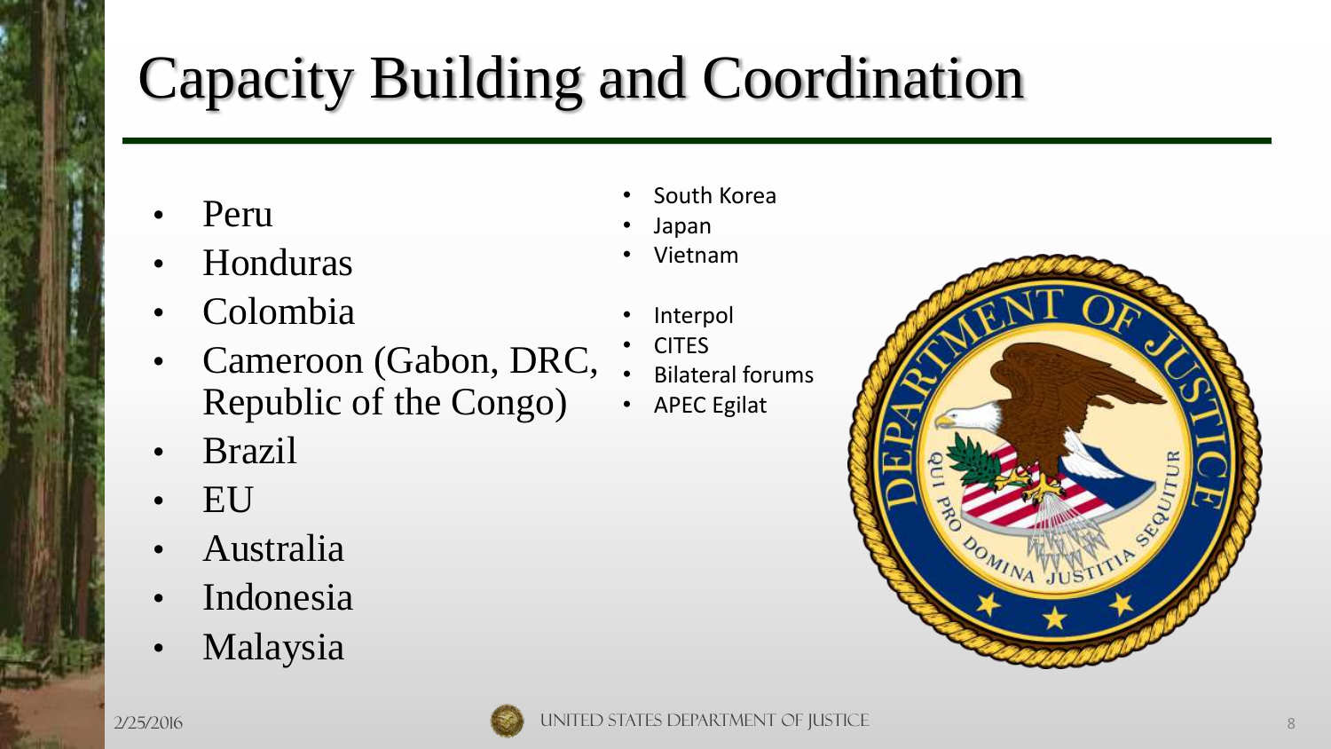# Capacity Building and Coordination

- Peru
- Honduras
- Colombia
- Cameroon (Gabon, DRC, Republic of the Congo)
- Brazil
- EU
- Australia
- Indonesia
- Malaysia

- South Korea
- Japan
- Vietnam

- Interpol
- CITES
- Bilateral forums
- APEC Egilat